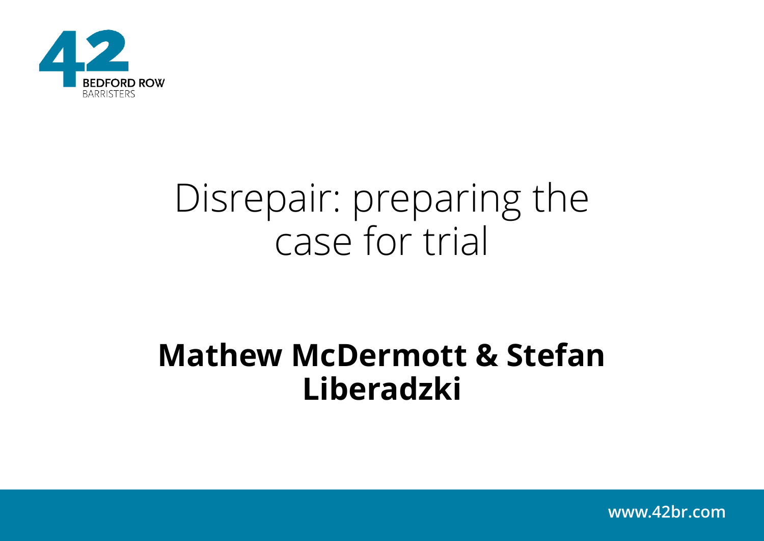42 BEDFORD ROW BARRISTERS

# Disrepair: preparing the case for trial

**Mathew McDermott & Stefan Liberadzki**

www.42br.com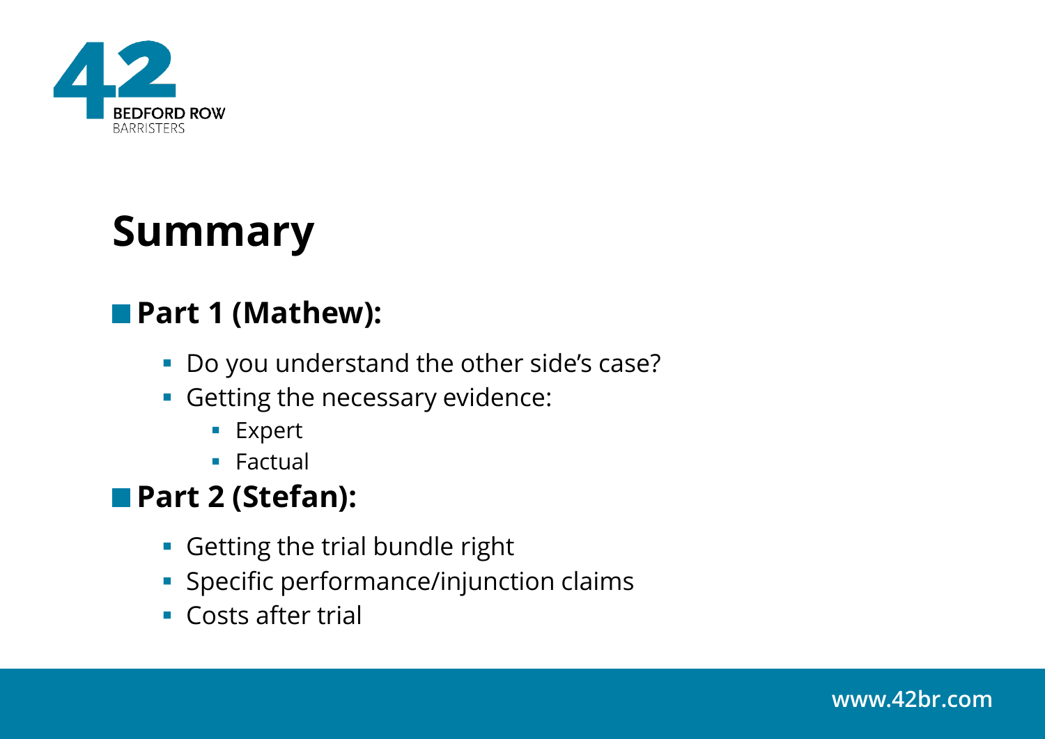# Summary

- **Part 1 (Mathew):**
  - Do you understand the other side's case?
  - Getting the necessary evidence:
    - Expert
    - Factual
- **Part 2 (Stefan):**
  - Getting the trial bundle right
  - Specific performance/injunction claims
  - Costs after trial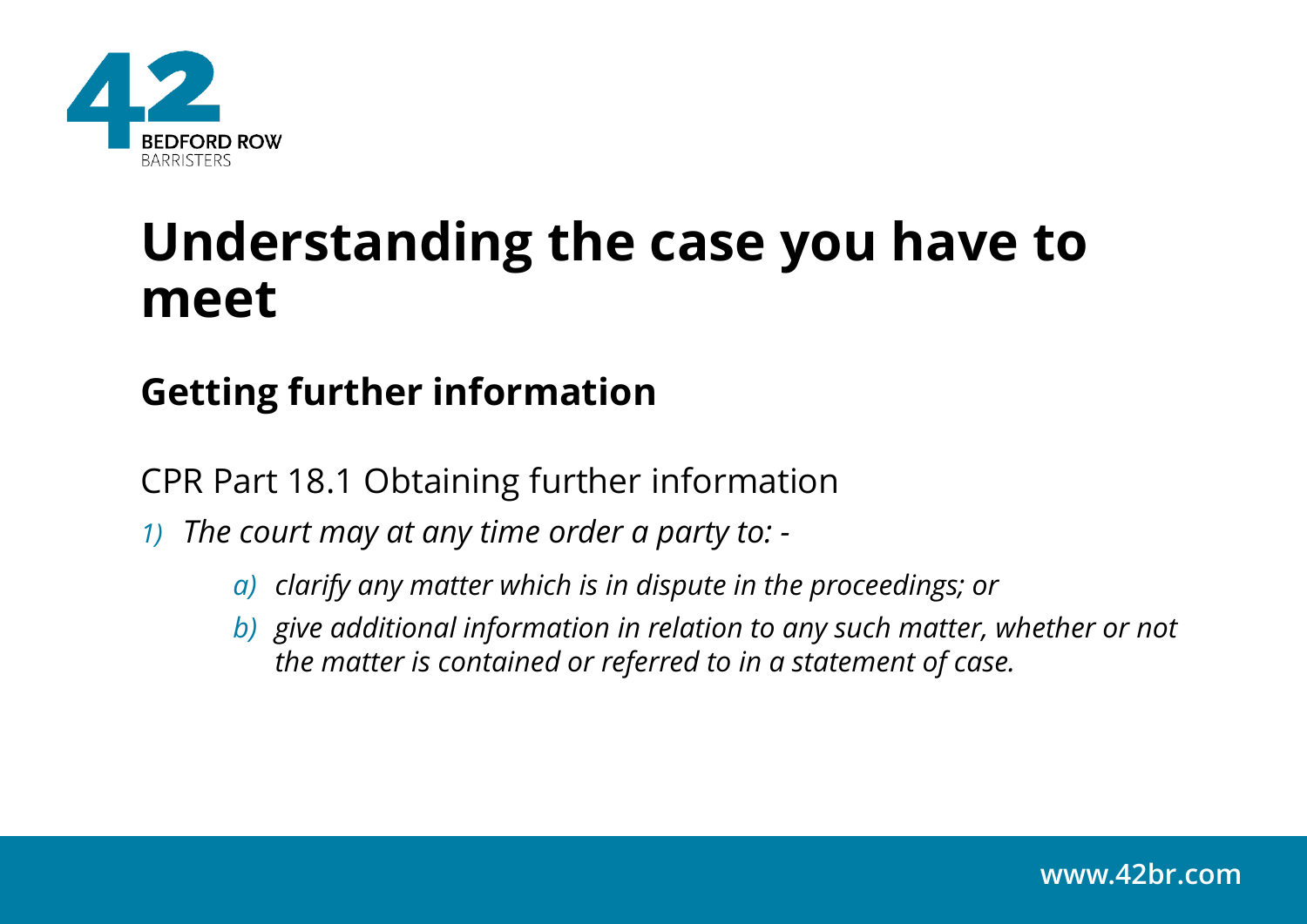# Understanding the case you have to meet

## Getting further information

CPR Part 18.1 Obtaining further information

1) *The court may at any time order a party to: -*
    a) *clarify any matter which is in dispute in the proceedings; or*
    b) *give additional information in relation to any such matter, whether or not the matter is contained or referred to in a statement of case.*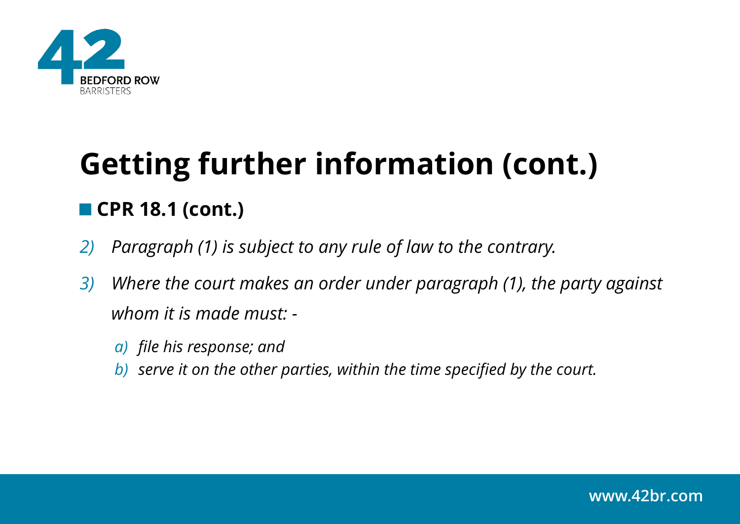# Getting further information (cont.)

## CPR 18.1 (cont.)

2) *Paragraph (1) is subject to any rule of law to the contrary.*

3) *Where the court makes an order under paragraph (1), the party against whom it is made must: -*

   a) *file his response; and*

   b) *serve it on the other parties, within the time specified by the court.*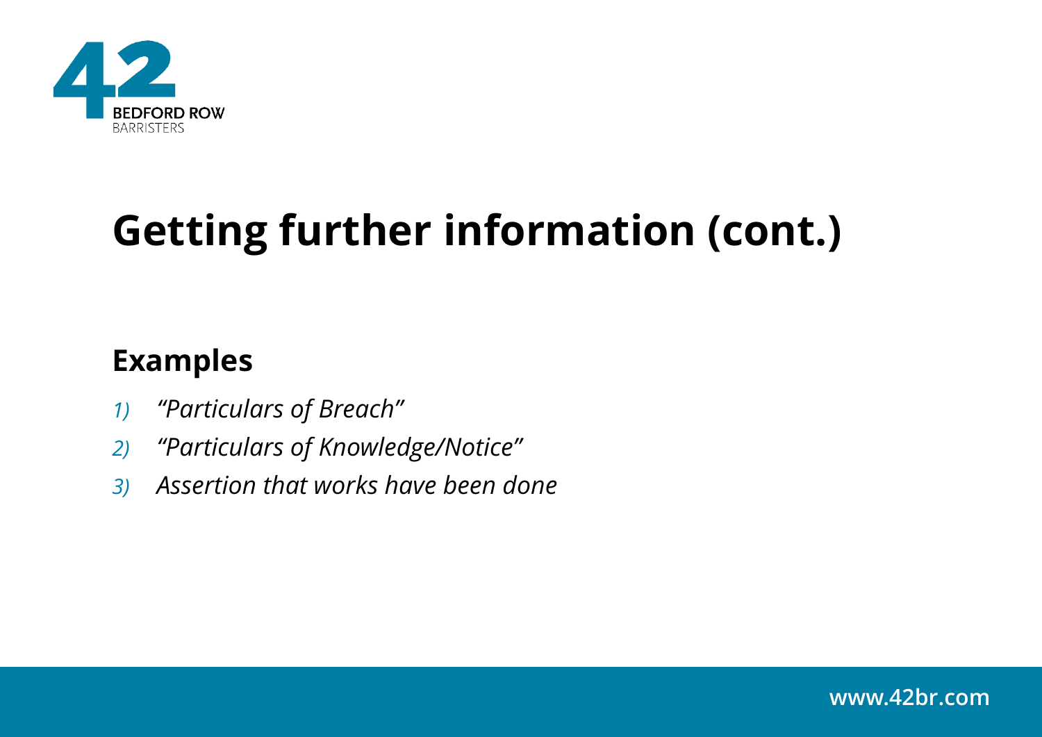# Getting further information (cont.)

## Examples

1) *"Particulars of Breach"*
2) *"Particulars of Knowledge/Notice"*
3) *Assertion that works have been done*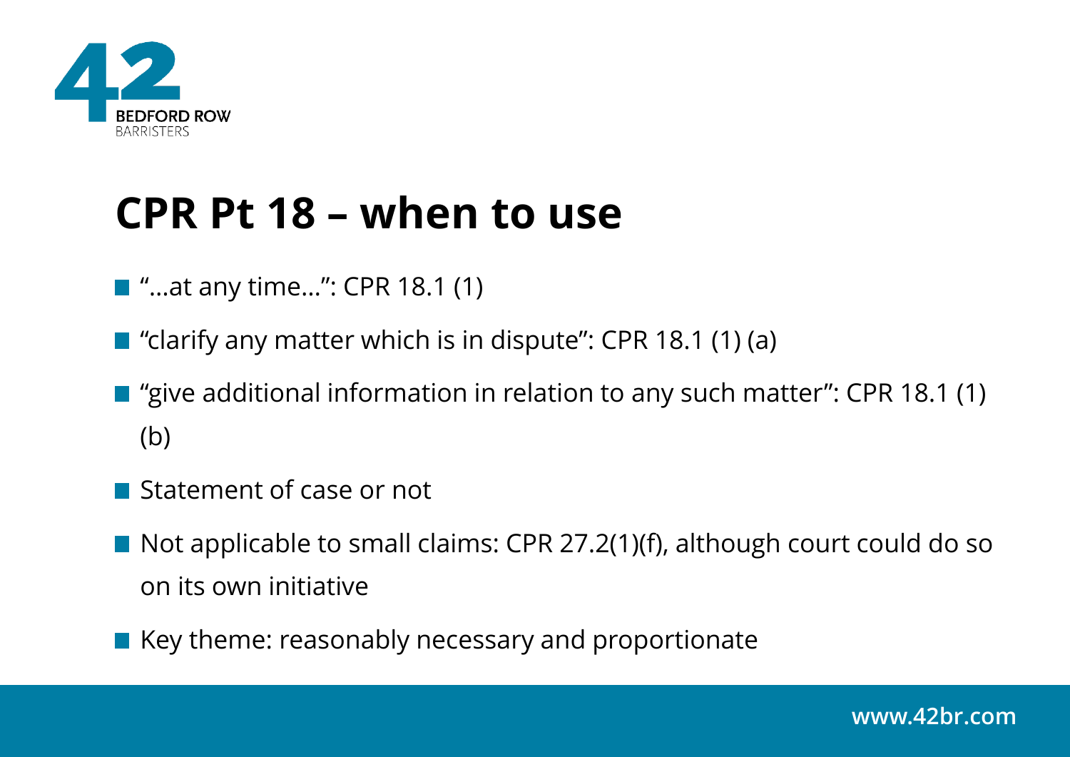# CPR Pt 18 – when to use

- "…at any time…": CPR 18.1 (1)
- "clarify any matter which is in dispute": CPR 18.1 (1) (a)
- "give additional information in relation to any such matter": CPR 18.1 (1) (b)
- Statement of case or not
- Not applicable to small claims: CPR 27.2(1)(f), although court could do so on its own initiative
- Key theme: reasonably necessary and proportionate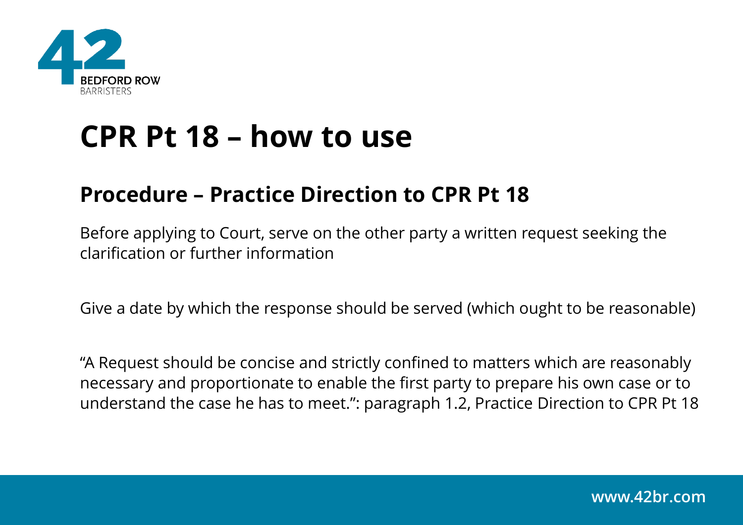# CPR Pt 18 – how to use

## Procedure – Practice Direction to CPR Pt 18

Before applying to Court, serve on the other party a written request seeking the clarification or further information

Give a date by which the response should be served (which ought to be reasonable)

"A Request should be concise and strictly confined to matters which are reasonably necessary and proportionate to enable the first party to prepare his own case or to understand the case he has to meet.": paragraph 1.2, Practice Direction to CPR Pt 18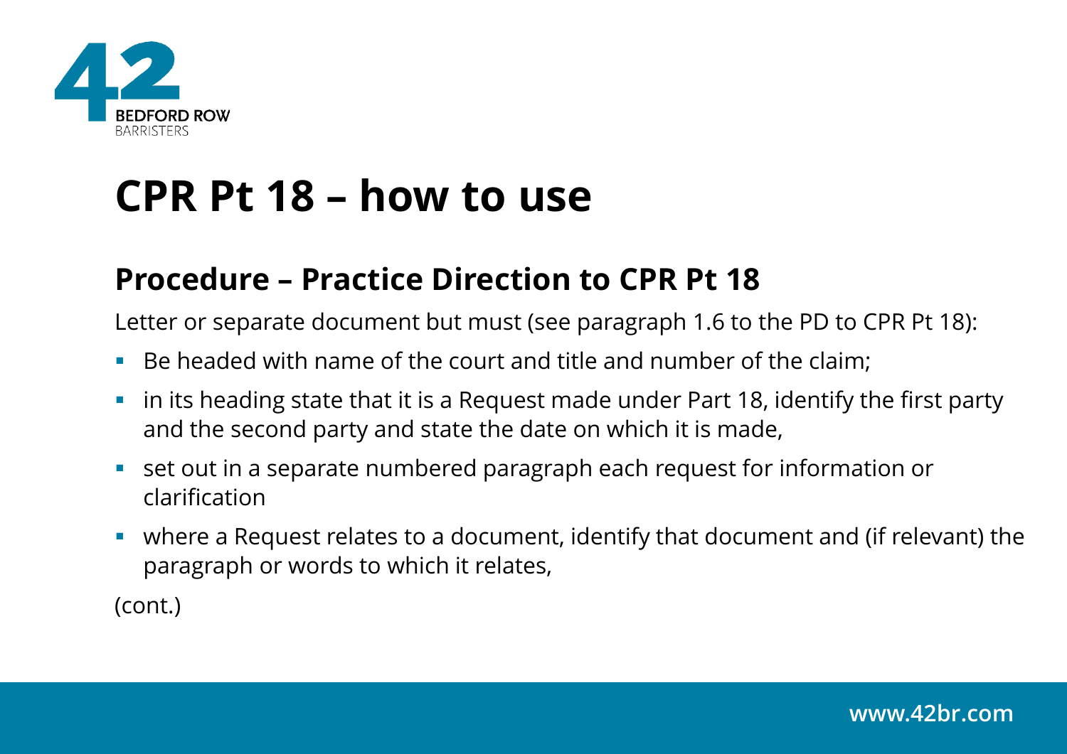# CPR Pt 18 – how to use

## Procedure – Practice Direction to CPR Pt 18

Letter or separate document but must (see paragraph 1.6 to the PD to CPR Pt 18):

- Be headed with name of the court and title and number of the claim;
- in its heading state that it is a Request made under Part 18, identify the first party and the second party and state the date on which it is made,
- set out in a separate numbered paragraph each request for information or clarification
- where a Request relates to a document, identify that document and (if relevant) the paragraph or words to which it relates,

(cont.)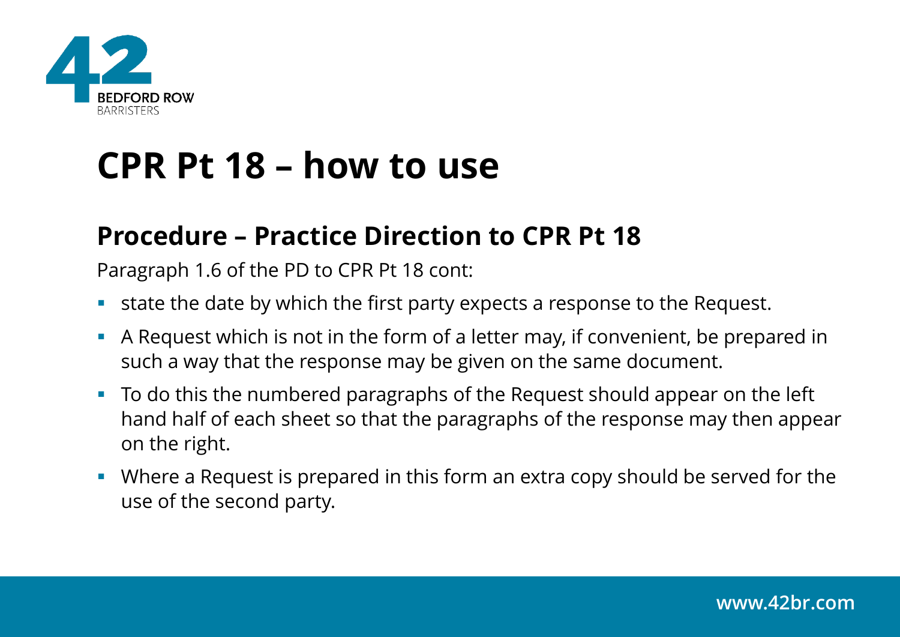# CPR Pt 18 – how to use

## Procedure – Practice Direction to CPR Pt 18

Paragraph 1.6 of the PD to CPR Pt 18 cont:

- state the date by which the first party expects a response to the Request.
- A Request which is not in the form of a letter may, if convenient, be prepared in such a way that the response may be given on the same document.
- To do this the numbered paragraphs of the Request should appear on the left hand half of each sheet so that the paragraphs of the response may then appear on the right.
- Where a Request is prepared in this form an extra copy should be served for the use of the second party.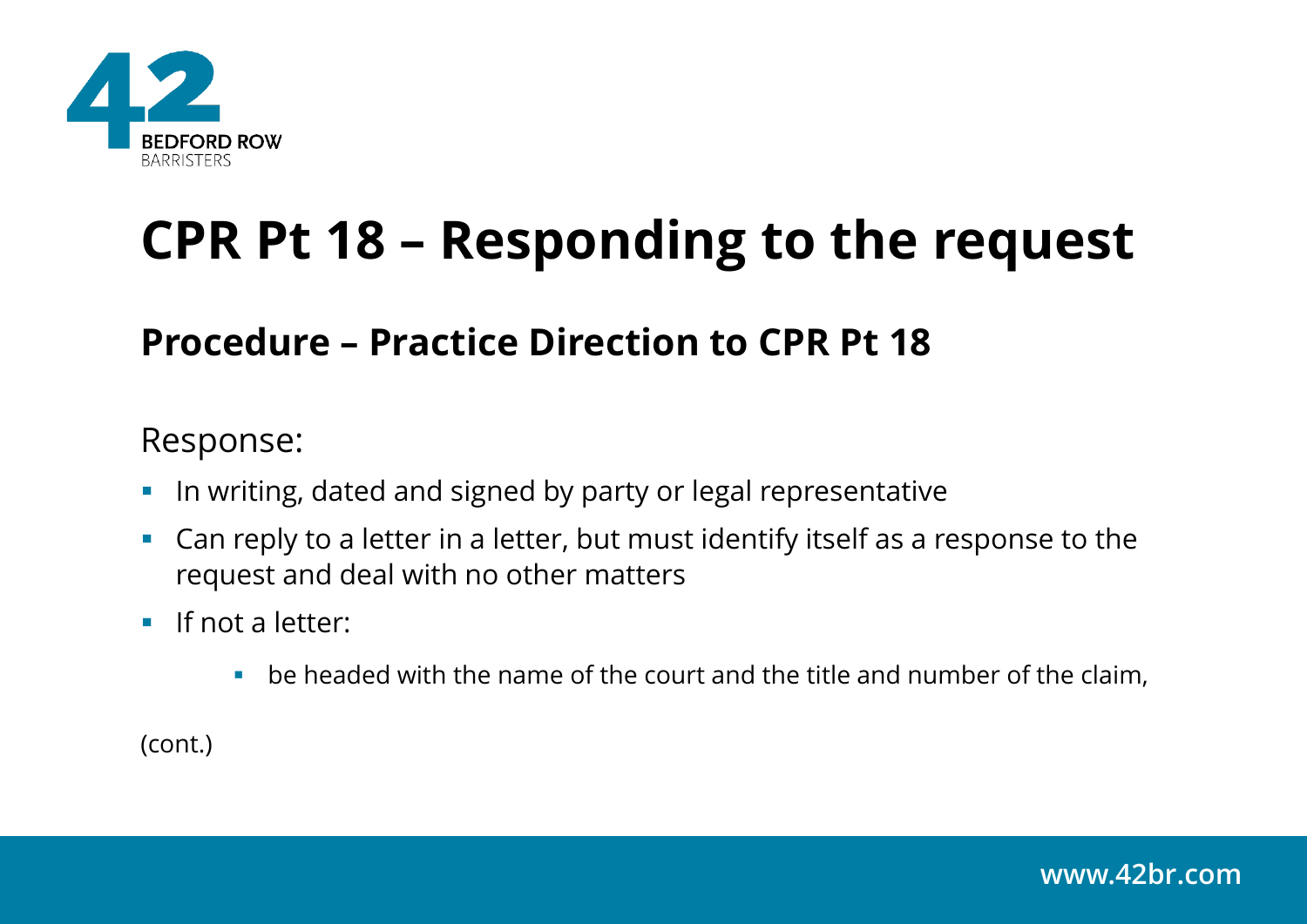# CPR Pt 18 – Responding to the request

## Procedure – Practice Direction to CPR Pt 18

Response:

- In writing, dated and signed by party or legal representative
- Can reply to a letter in a letter, but must identify itself as a response to the request and deal with no other matters
- If not a letter:
  - be headed with the name of the court and the title and number of the claim,

(cont.)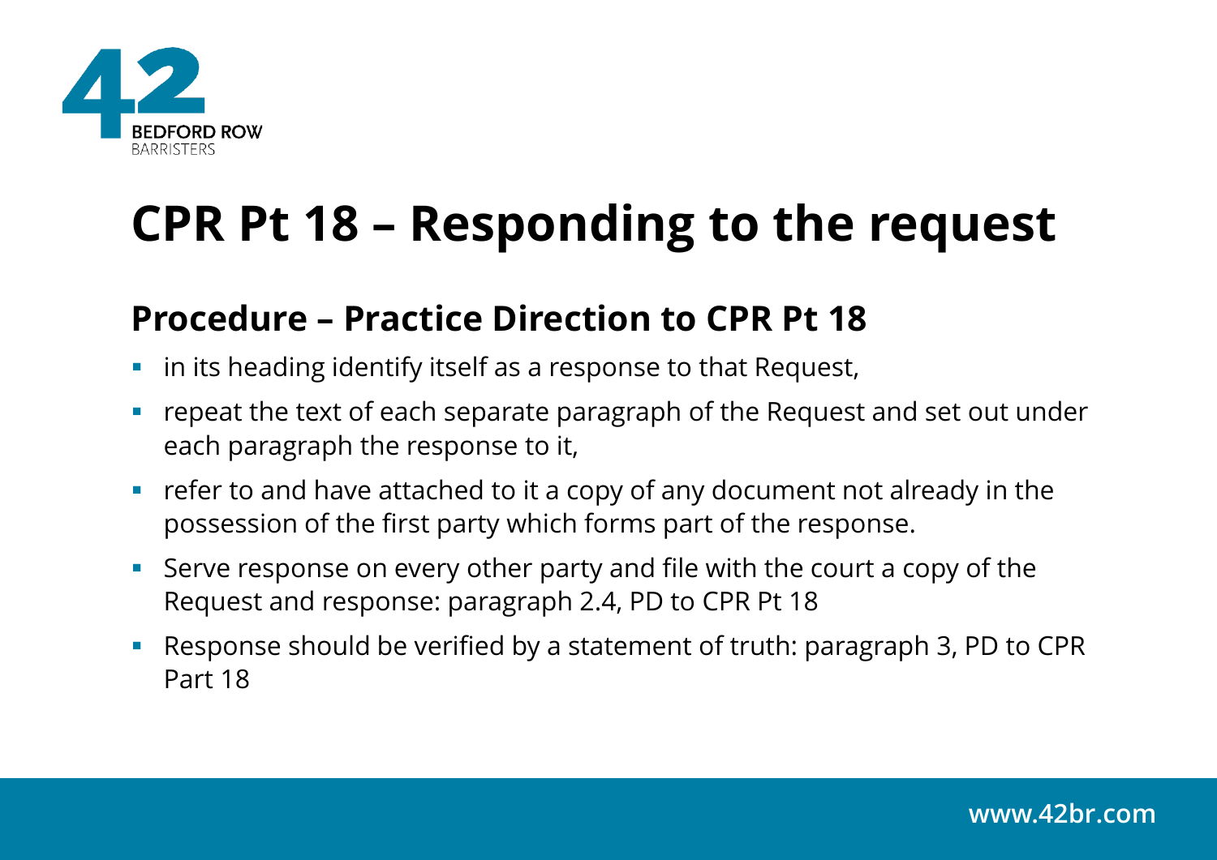# CPR Pt 18 – Responding to the request

## Procedure – Practice Direction to CPR Pt 18

- in its heading identify itself as a response to that Request,
- repeat the text of each separate paragraph of the Request and set out under each paragraph the response to it,
- refer to and have attached to it a copy of any document not already in the possession of the first party which forms part of the response.
- Serve response on every other party and file with the court a copy of the Request and response: paragraph 2.4, PD to CPR Pt 18
- Response should be verified by a statement of truth: paragraph 3, PD to CPR Part 18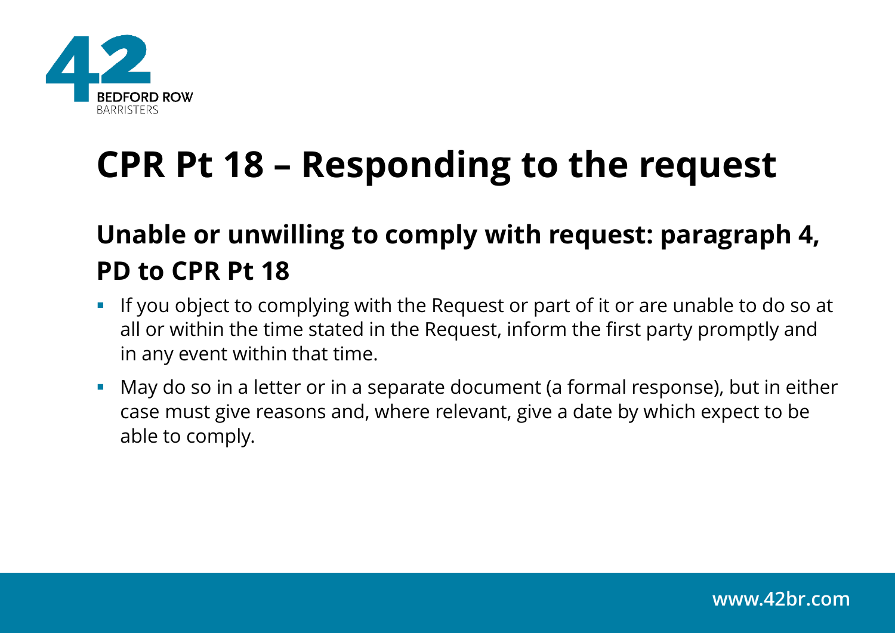# CPR Pt 18 – Responding to the request

## Unable or unwilling to comply with request: paragraph 4, PD to CPR Pt 18

- If you object to complying with the Request or part of it or are unable to do so at all or within the time stated in the Request, inform the first party promptly and in any event within that time.
- May do so in a letter or in a separate document (a formal response), but in either case must give reasons and, where relevant, give a date by which expect to be able to comply.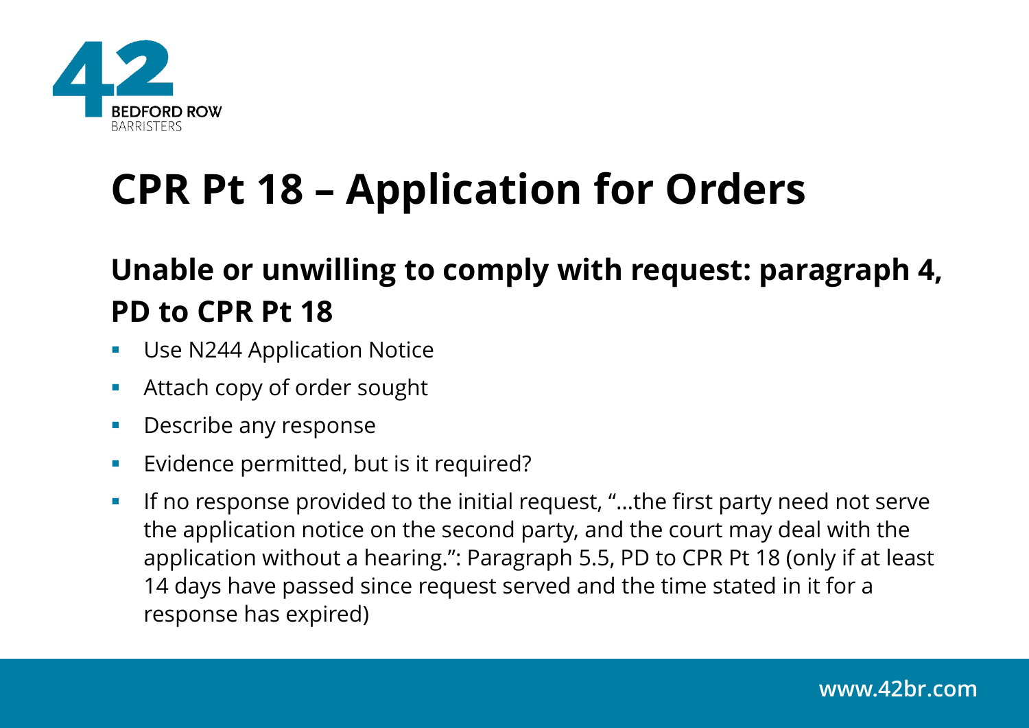# CPR Pt 18 – Application for Orders

## Unable or unwilling to comply with request: paragraph 4, PD to CPR Pt 18

- Use N244 Application Notice
- Attach copy of order sought
- Describe any response
- Evidence permitted, but is it required?
- If no response provided to the initial request, "…the first party need not serve the application notice on the second party, and the court may deal with the application without a hearing.": Paragraph 5.5, PD to CPR Pt 18 (only if at least 14 days have passed since request served and the time stated in it for a response has expired)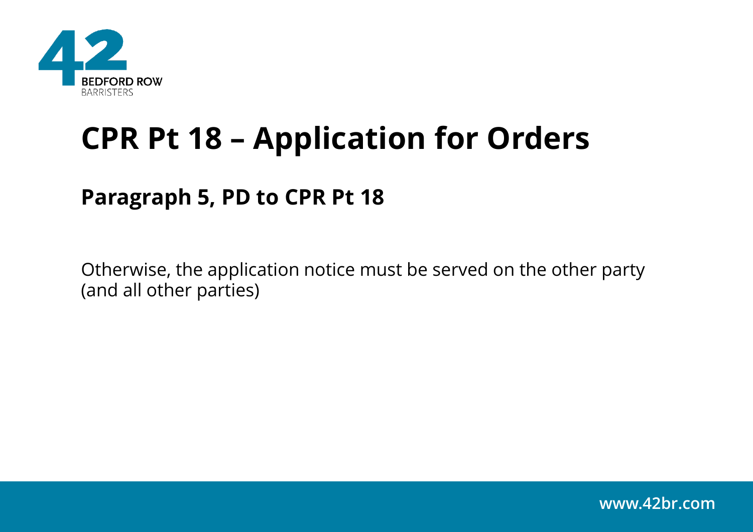# CPR Pt 18 – Application for Orders

## Paragraph 5, PD to CPR Pt 18

Otherwise, the application notice must be served on the other party (and all other parties)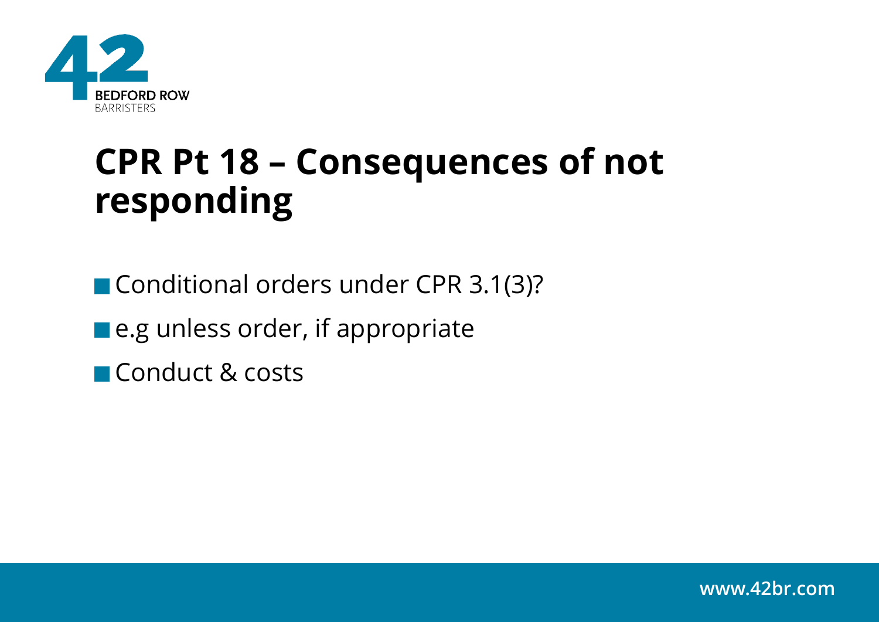# CPR Pt 18 – Consequences of not responding

- Conditional orders under CPR 3.1(3)?
- e.g unless order, if appropriate
- Conduct & costs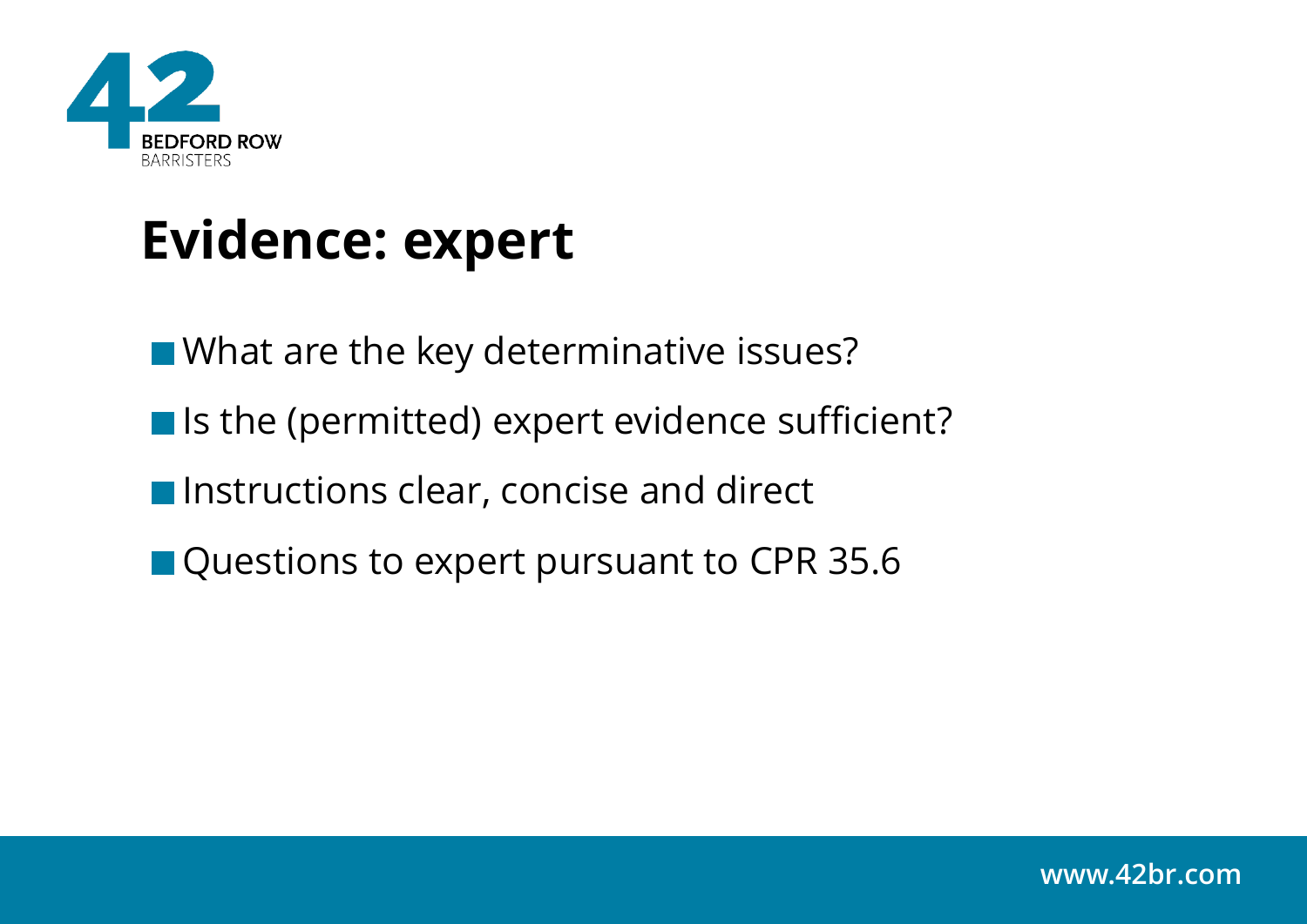# Evidence: expert

- What are the key determinative issues?
- Is the (permitted) expert evidence sufficient?
- Instructions clear, concise and direct
- Questions to expert pursuant to CPR 35.6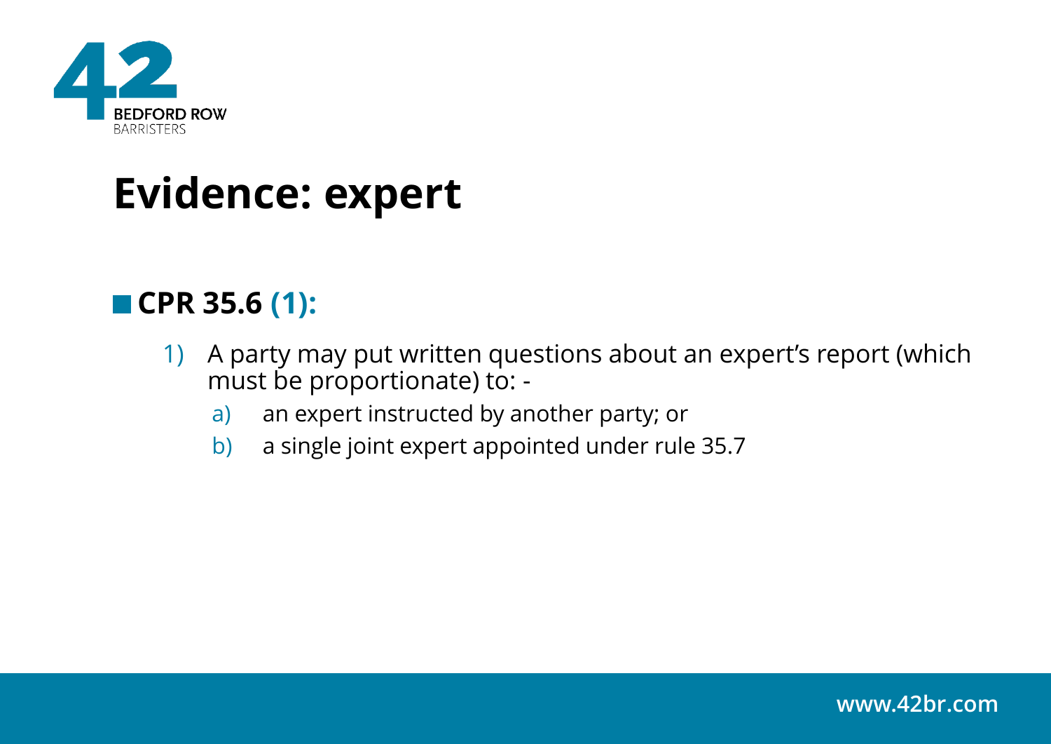# Evidence: expert

## CPR 35.6 (1):

1) A party may put written questions about an expert's report (which must be proportionate) to: -

   a) an expert instructed by another party; or

   b) a single joint expert appointed under rule 35.7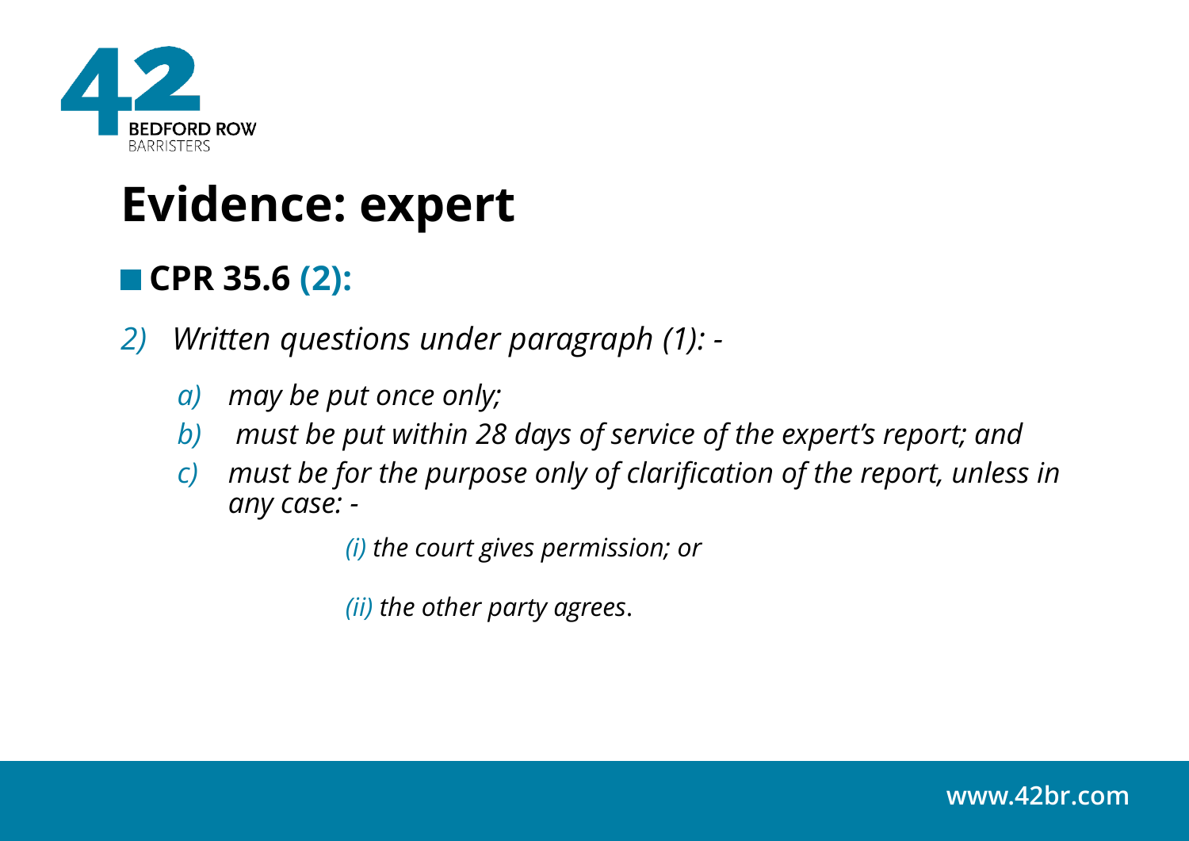# Evidence: expert

- **CPR 35.6 (2):**

*2) Written questions under paragraph (1): -*

*a) may be put once only;*

*b) must be put within 28 days of service of the expert's report; and*

*c) must be for the purpose only of clarification of the report, unless in any case: -*

*(i) the court gives permission; or*

*(ii) the other party agrees.*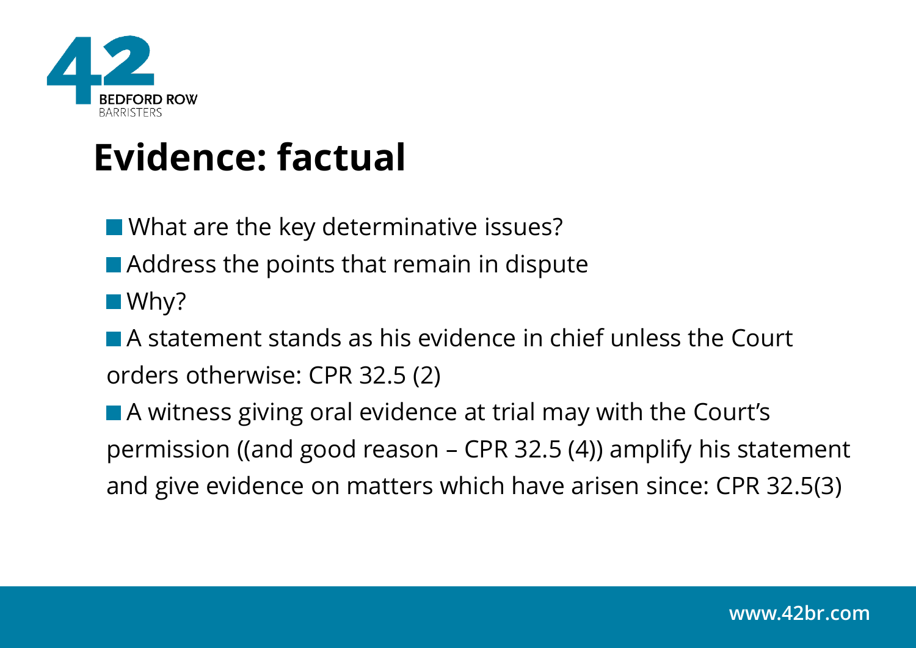# Evidence: factual

- What are the key determinative issues?
- Address the points that remain in dispute
- Why?
- A statement stands as his evidence in chief unless the Court orders otherwise: CPR 32.5 (2)
- A witness giving oral evidence at trial may with the Court's permission ((and good reason – CPR 32.5 (4)) amplify his statement and give evidence on matters which have arisen since: CPR 32.5(3)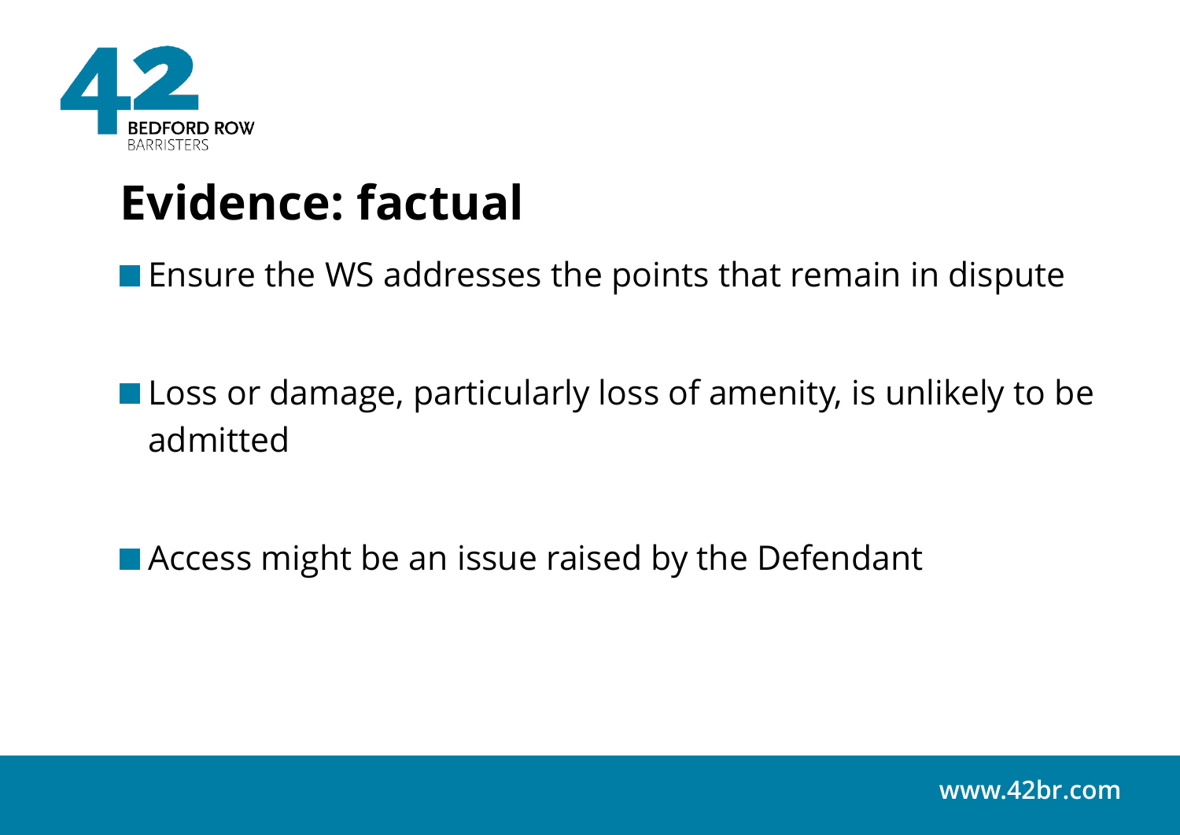# Evidence: factual

- Ensure the WS addresses the points that remain in dispute
- Loss or damage, particularly loss of amenity, is unlikely to be admitted
- Access might be an issue raised by the Defendant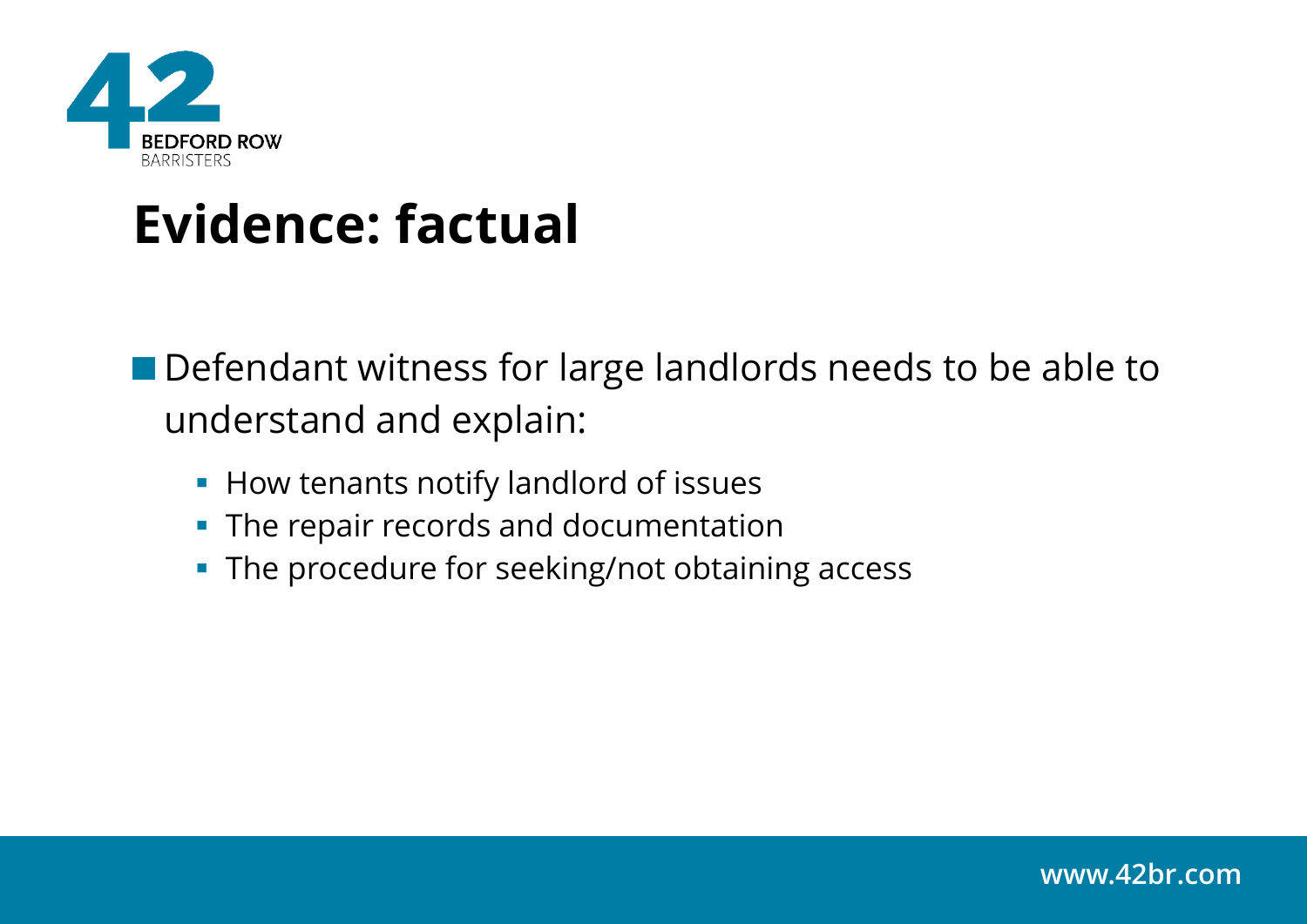# Evidence: factual

- Defendant witness for large landlords needs to be able to understand and explain:
  - How tenants notify landlord of issues
  - The repair records and documentation
  - The procedure for seeking/not obtaining access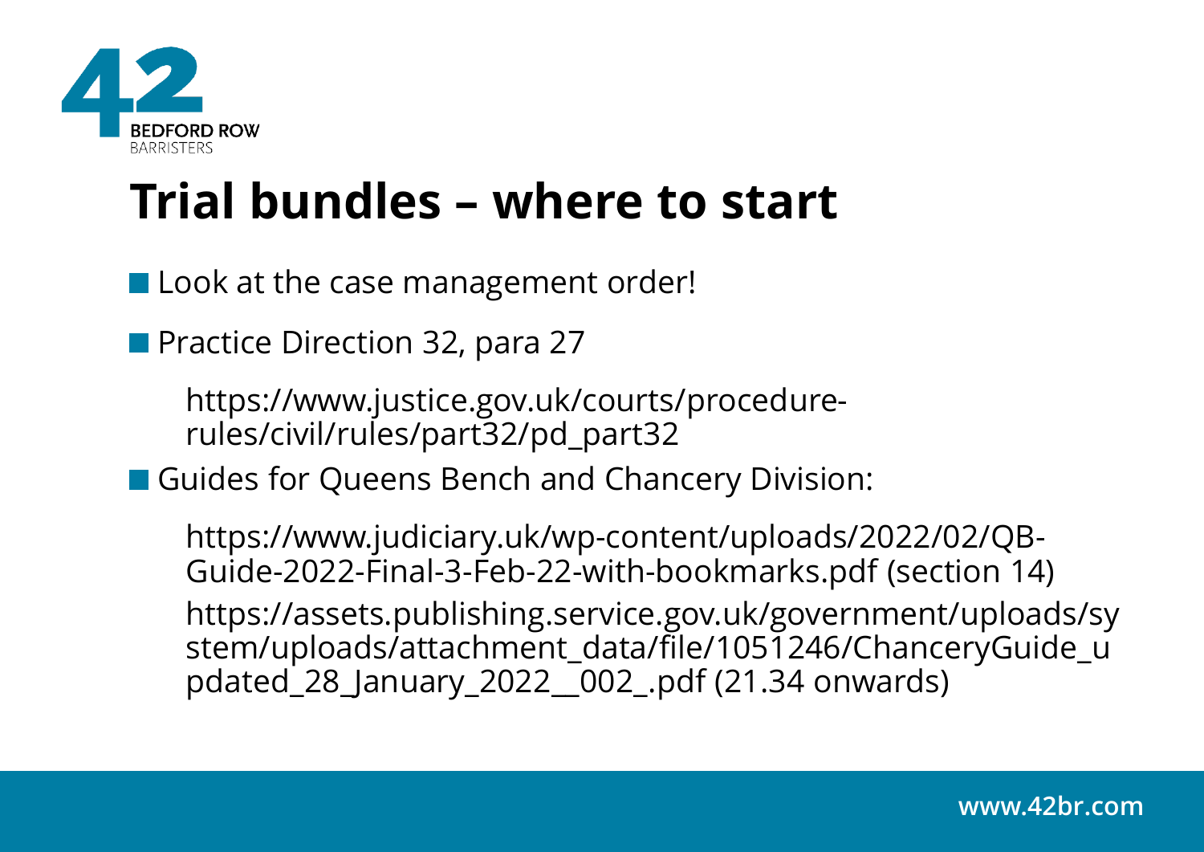# Trial bundles – where to start

- Look at the case management order!
- Practice Direction 32, para 27

  https://www.justice.gov.uk/courts/procedure-rules/civil/rules/part32/pd_part32

- Guides for Queens Bench and Chancery Division:

  https://www.judiciary.uk/wp-content/uploads/2022/02/QB-Guide-2022-Final-3-Feb-22-with-bookmarks.pdf (section 14)

  https://assets.publishing.service.gov.uk/government/uploads/system/uploads/attachment_data/file/1051246/ChanceryGuide_updated_28_January_2022__002_.pdf (21.34 onwards)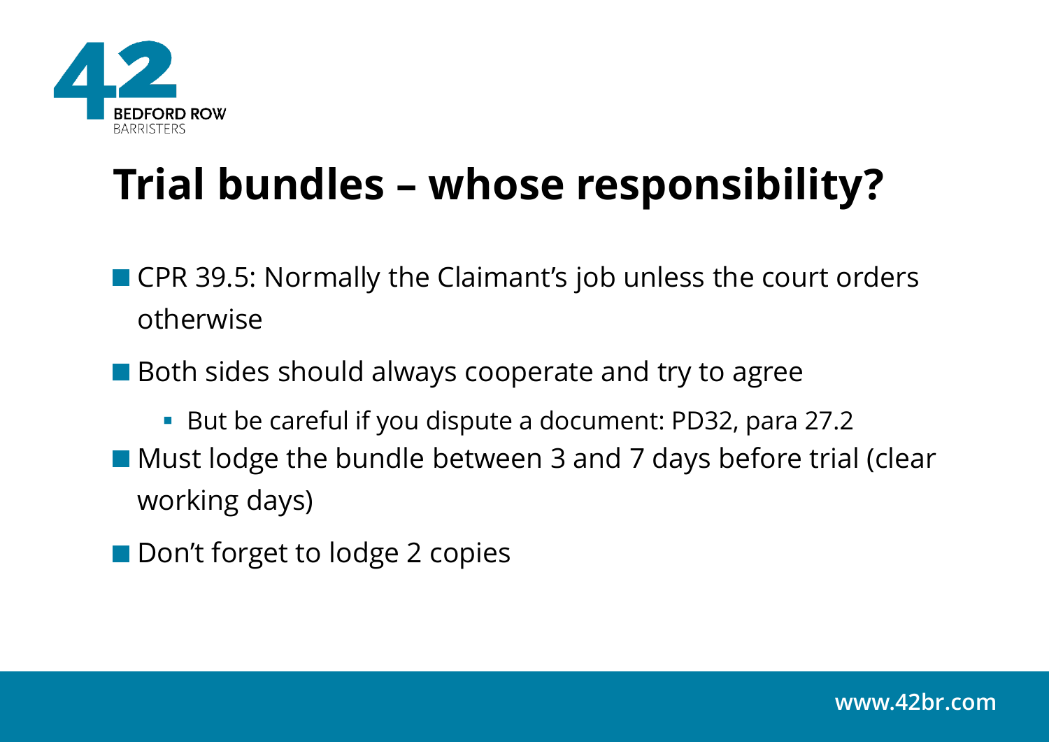# Trial bundles – whose responsibility?

- CPR 39.5: Normally the Claimant's job unless the court orders otherwise
- Both sides should always cooperate and try to agree
  - But be careful if you dispute a document: PD32, para 27.2
- Must lodge the bundle between 3 and 7 days before trial (clear working days)
- Don't forget to lodge 2 copies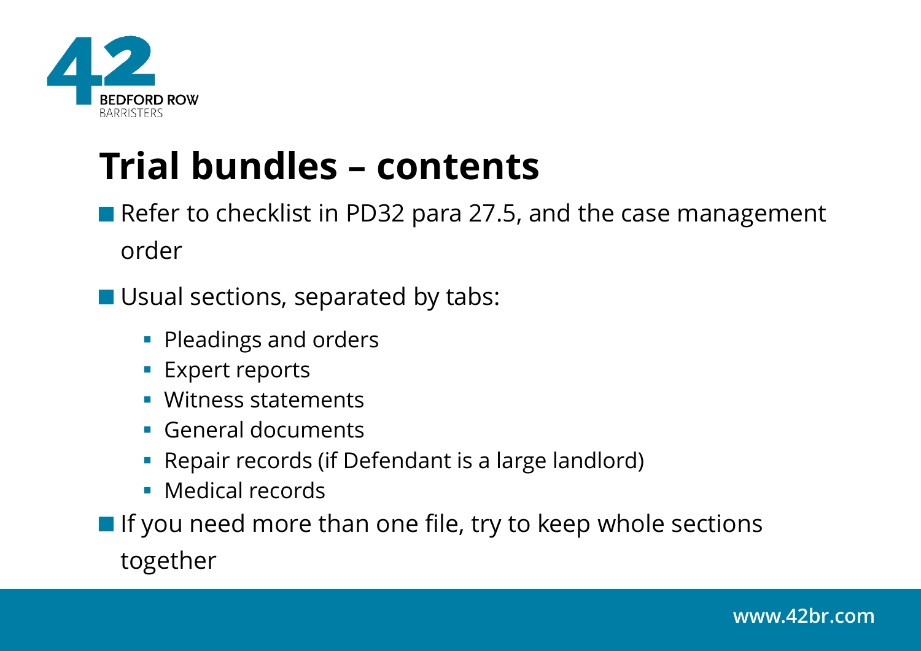# Trial bundles – contents

- Refer to checklist in PD32 para 27.5, and the case management order
- Usual sections, separated by tabs:
  - Pleadings and orders
  - Expert reports
  - Witness statements
  - General documents
  - Repair records (if Defendant is a large landlord)
  - Medical records
- If you need more than one file, try to keep whole sections together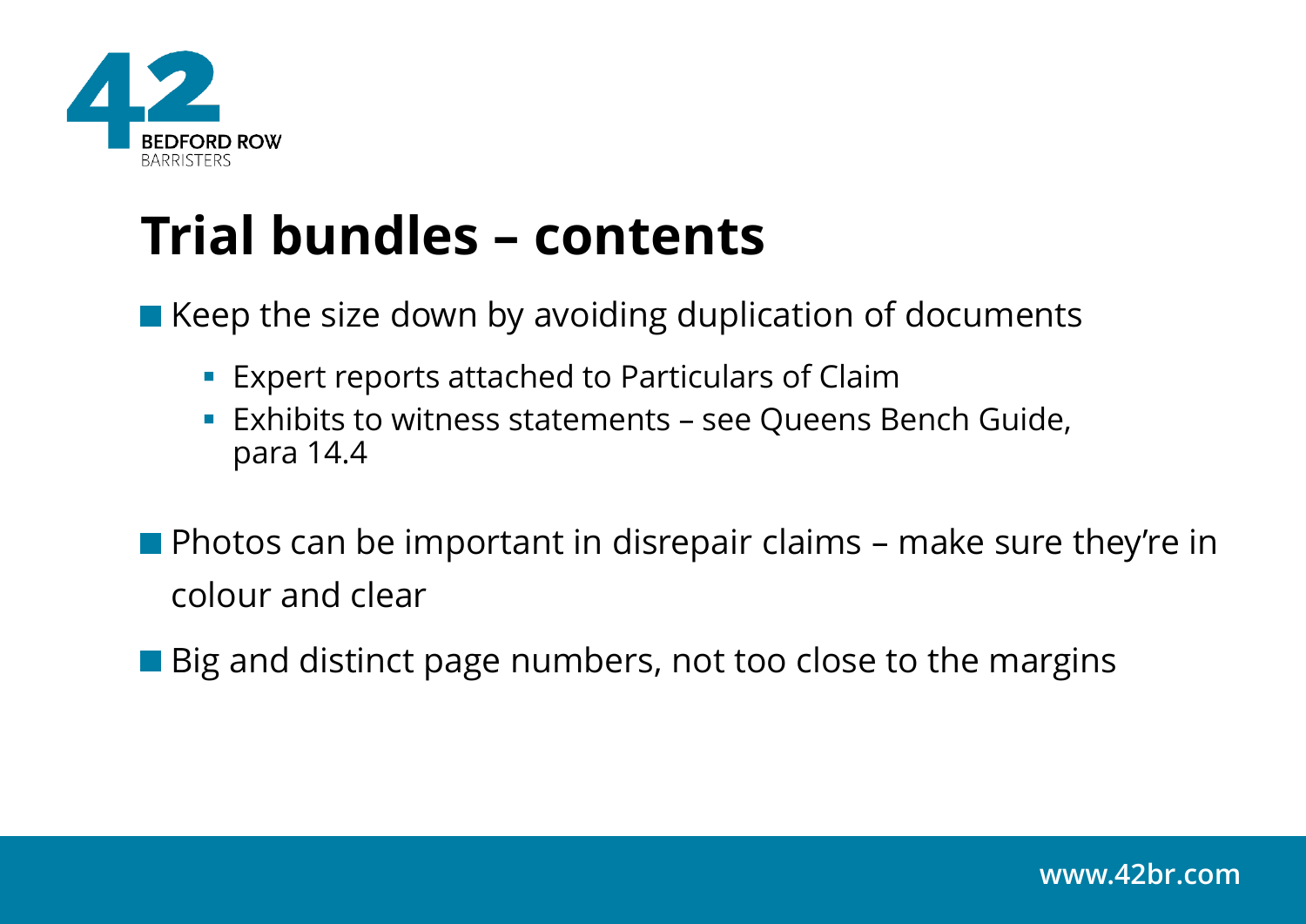# Trial bundles – contents

- Keep the size down by avoiding duplication of documents
  - Expert reports attached to Particulars of Claim
  - Exhibits to witness statements – see Queens Bench Guide, para 14.4
- Photos can be important in disrepair claims – make sure they're in colour and clear
- Big and distinct page numbers, not too close to the margins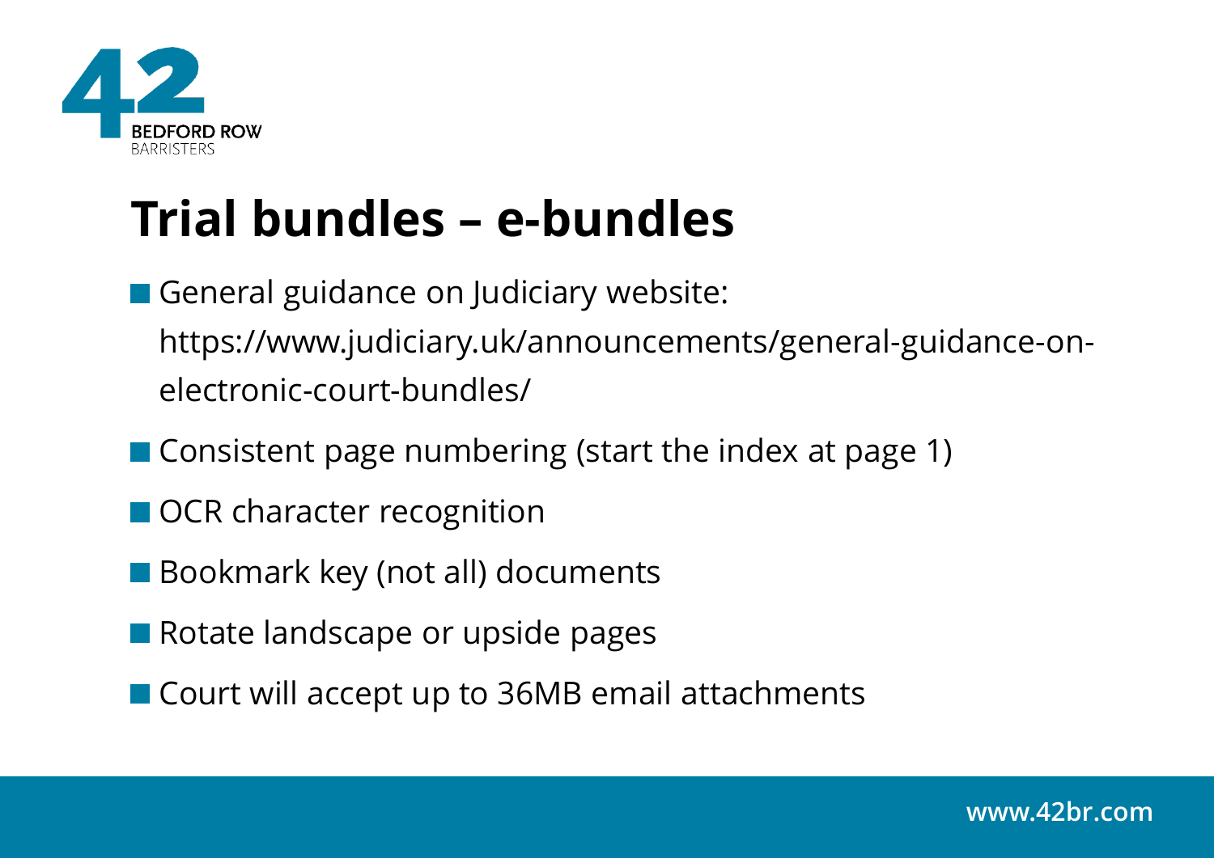# Trial bundles – e-bundles

- General guidance on Judiciary website: https://www.judiciary.uk/announcements/general-guidance-on-electronic-court-bundles/
- Consistent page numbering (start the index at page 1)
- OCR character recognition
- Bookmark key (not all) documents
- Rotate landscape or upside pages
- Court will accept up to 36MB email attachments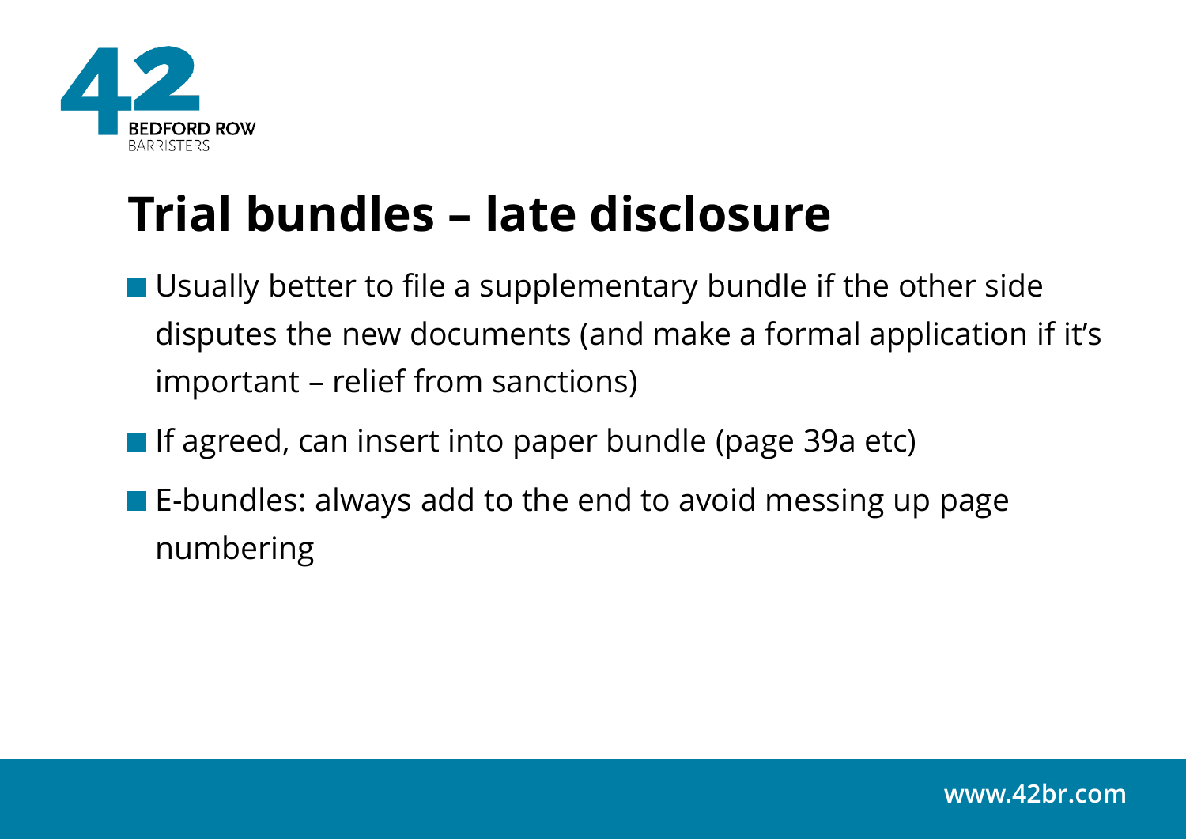# Trial bundles – late disclosure

- Usually better to file a supplementary bundle if the other side disputes the new documents (and make a formal application if it's important – relief from sanctions)
- If agreed, can insert into paper bundle (page 39a etc)
- E-bundles: always add to the end to avoid messing up page numbering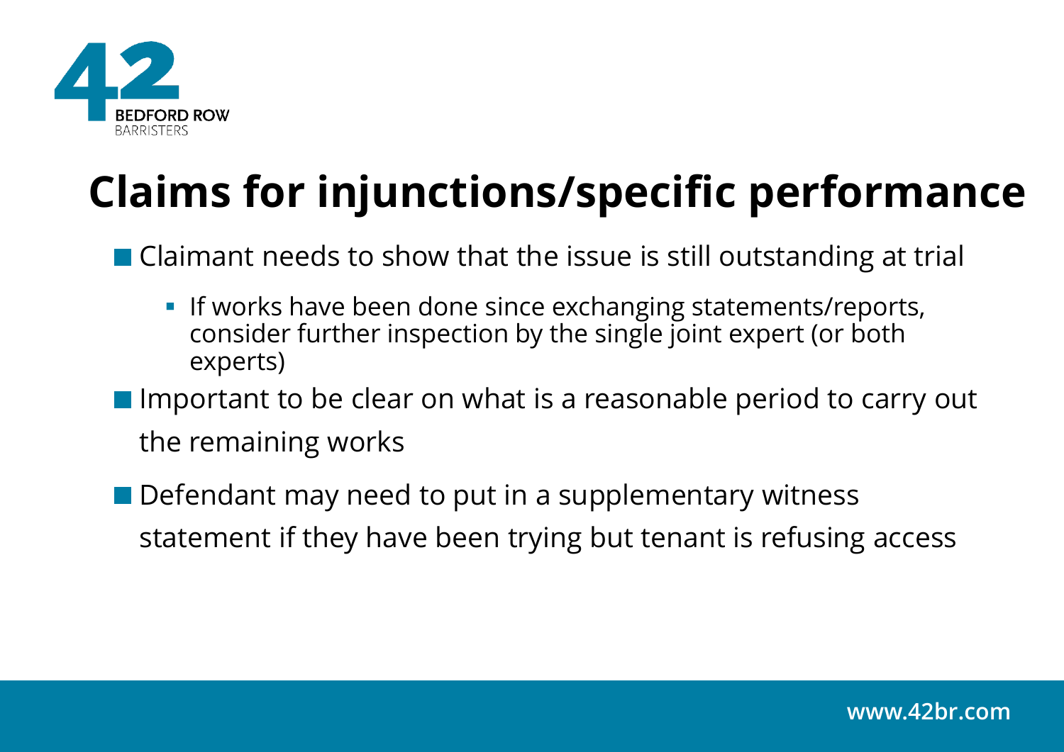# Claims for injunctions/specific performance

- Claimant needs to show that the issue is still outstanding at trial
  - If works have been done since exchanging statements/reports, consider further inspection by the single joint expert (or both experts)
- Important to be clear on what is a reasonable period to carry out the remaining works
- Defendant may need to put in a supplementary witness statement if they have been trying but tenant is refusing access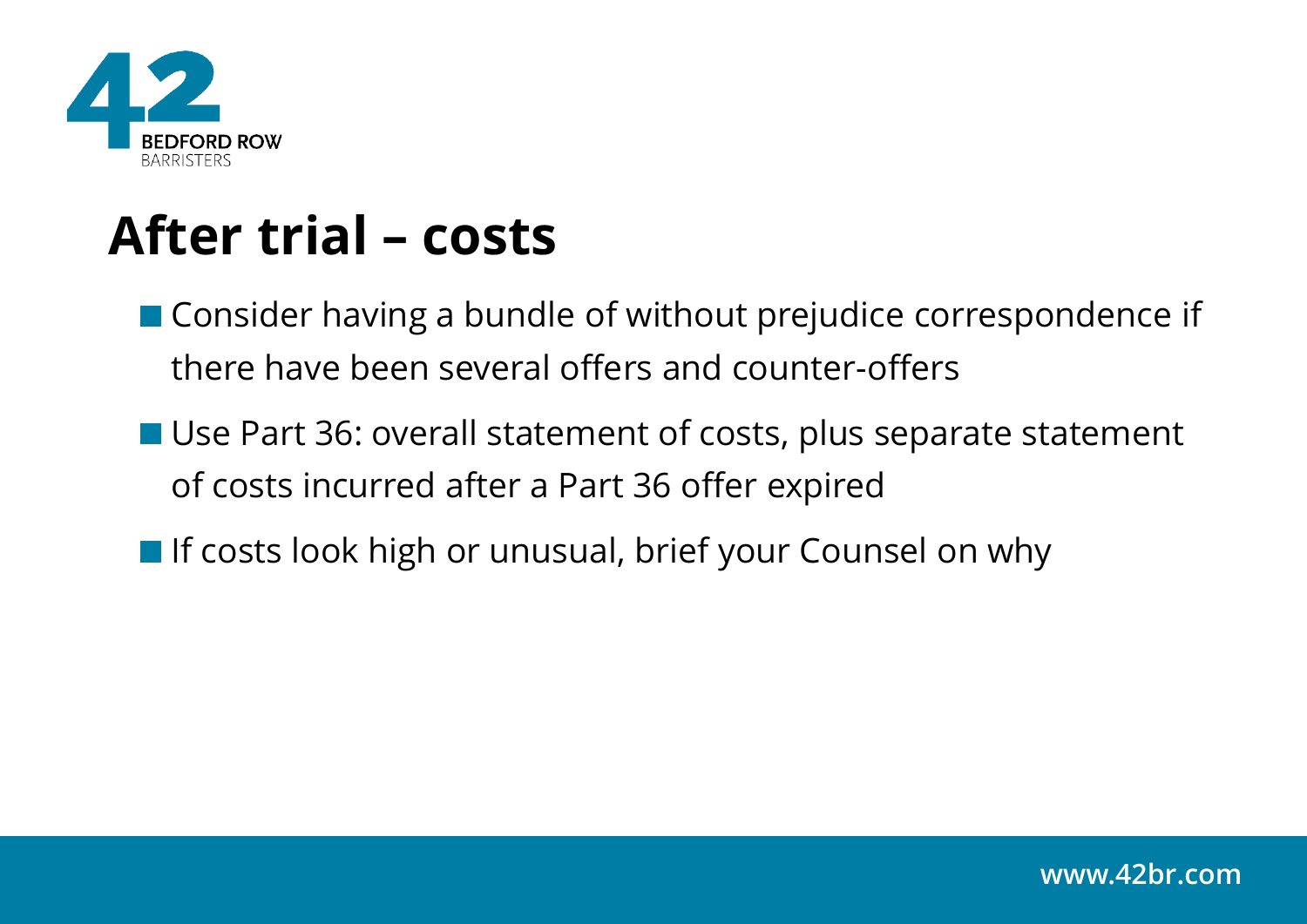## After trial – costs

- Consider having a bundle of without prejudice correspondence if there have been several offers and counter-offers
- Use Part 36: overall statement of costs, plus separate statement of costs incurred after a Part 36 offer expired
- If costs look high or unusual, brief your Counsel on why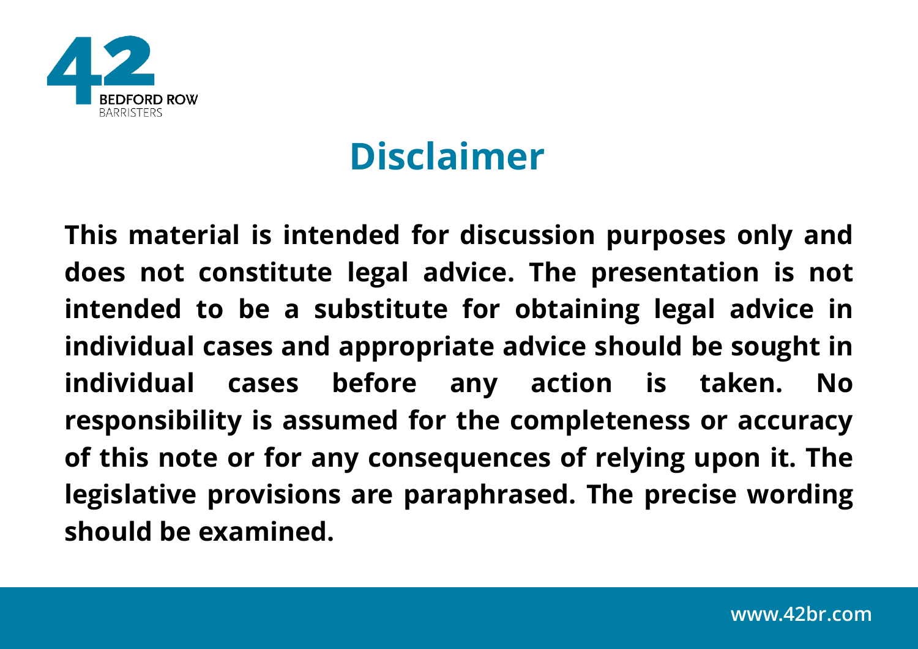# Disclaimer

**This material is intended for discussion purposes only and does not constitute legal advice. The presentation is not intended to be a substitute for obtaining legal advice in individual cases and appropriate advice should be sought in individual cases before any action is taken. No responsibility is assumed for the completeness or accuracy of this note or for any consequences of relying upon it. The legislative provisions are paraphrased. The precise wording should be examined.**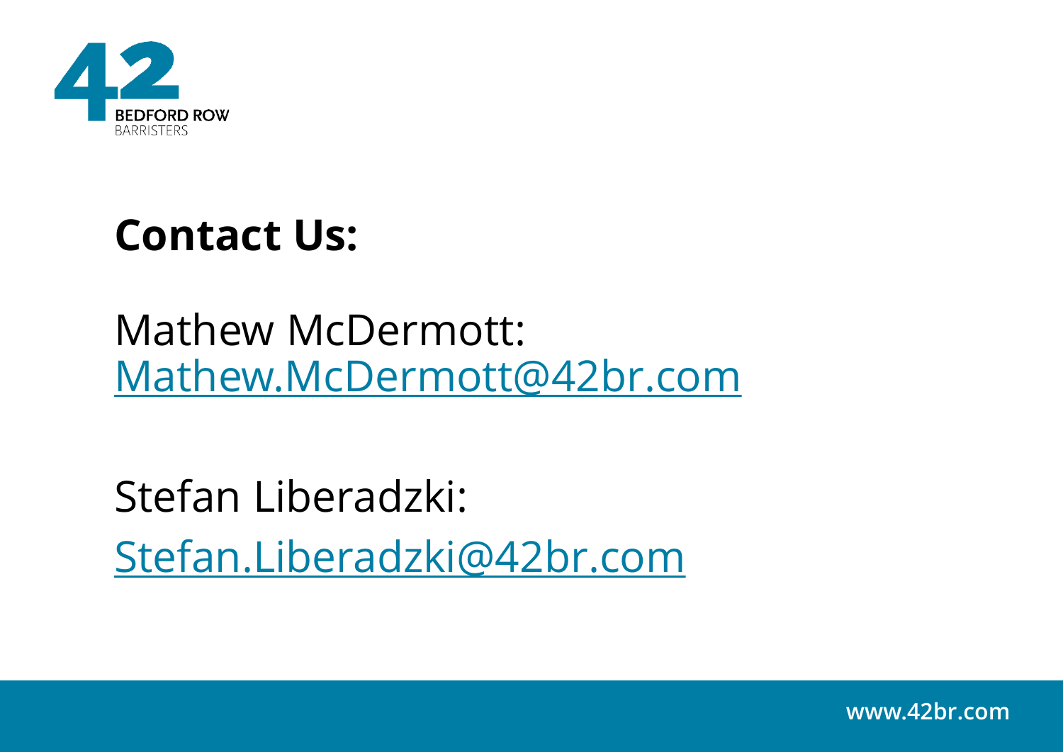42 BEDFORD ROW BARRISTERS

## Contact Us:

Mathew McDermott:
Mathew.McDermott@42br.com

Stefan Liberadzki:
Stefan.Liberadzki@42br.com

www.42br.com